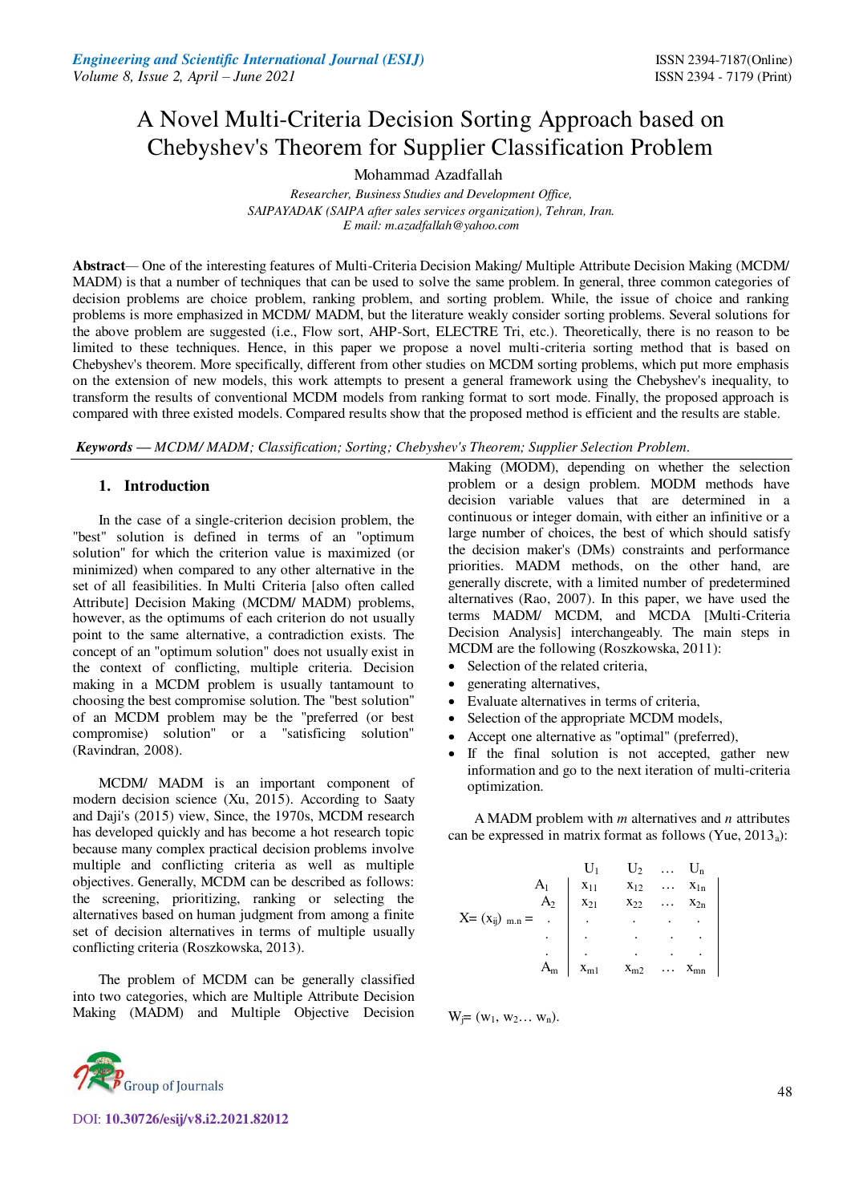# A Novel Multi-Criteria Decision Sorting Approach based on Chebyshev's Theorem for Supplier Classification Problem

Mohammad Azadfallah

*Researcher, Business Studies and Development Office,*
*SAIPAYADAK (SAIPA after sales services organization), Tehran, Iran.*
*E mail: m.azadfallah@yahoo.com*

**Abstract**— One of the interesting features of Multi-Criteria Decision Making/ Multiple Attribute Decision Making (MCDM/ MADM) is that a number of techniques that can be used to solve the same problem. In general, three common categories of decision problems are choice problem, ranking problem, and sorting problem. While, the issue of choice and ranking problems is more emphasized in MCDM/ MADM, but the literature weakly consider sorting problems. Several solutions for the above problem are suggested (i.e., Flow sort, AHP-Sort, ELECTRE Tri, etc.). Theoretically, there is no reason to be limited to these techniques. Hence, in this paper we propose a novel multi-criteria sorting method that is based on Chebyshev's theorem. More specifically, different from other studies on MCDM sorting problems, which put more emphasis on the extension of new models, this work attempts to present a general framework using the Chebyshev's inequality, to transform the results of conventional MCDM models from ranking format to sort mode. Finally, the proposed approach is compared with three existed models. Compared results show that the proposed method is efficient and the results are stable.

***Keywords** — MCDM/ MADM; Classification; Sorting; Chebyshev's Theorem; Supplier Selection Problem.*

## 1. Introduction

In the case of a single-criterion decision problem, the "best" solution is defined in terms of an "optimum solution" for which the criterion value is maximized (or minimized) when compared to any other alternative in the set of all feasibilities. In Multi Criteria [also often called Attribute] Decision Making (MCDM/ MADM) problems, however, as the optimums of each criterion do not usually point to the same alternative, a contradiction exists. The concept of an "optimum solution" does not usually exist in the context of conflicting, multiple criteria. Decision making in a MCDM problem is usually tantamount to choosing the best compromise solution. The "best solution" of an MCDM problem may be the "preferred (or best compromise) solution" or a "satisficing solution" (Ravindran, 2008).

MCDM/ MADM is an important component of modern decision science (Xu, 2015). According to Saaty and Daji's (2015) view, Since, the 1970s, MCDM research has developed quickly and has become a hot research topic because many complex practical decision problems involve multiple and conflicting criteria as well as multiple objectives. Generally, MCDM can be described as follows: the screening, prioritizing, ranking or selecting the alternatives based on human judgment from among a finite set of decision alternatives in terms of multiple usually conflicting criteria (Roszkowska, 2013).

The problem of MCDM can be generally classified into two categories, which are Multiple Attribute Decision Making (MADM) and Multiple Objective Decision Making (MODM), depending on whether the selection problem or a design problem. MODM methods have decision variable values that are determined in a continuous or integer domain, with either an infinitive or a large number of choices, the best of which should satisfy the decision maker's (DMs) constraints and performance priorities. MADM methods, on the other hand, are generally discrete, with a limited number of predetermined alternatives (Rao, 2007). In this paper, we have used the terms MADM/ MCDM, and MCDA [Multi-Criteria Decision Analysis] interchangeably. The main steps in MCDM are the following (Roszkowska, 2011):

- Selection of the related criteria,
- generating alternatives,
- Evaluate alternatives in terms of criteria,
- Selection of the appropriate MCDM models,
- Accept one alternative as "optimal" (preferred),
- If the final solution is not accepted, gather new information and go to the next iteration of multi-criteria optimization.

A MADM problem with *m* alternatives and *n* attributes can be expressed in matrix format as follows (Yue, 2013$_a$):

$$X = (x_{ij})_{m.n} = \begin{array}{c} \\ A_1 \\ A_2 \\ . \\ . \\ . \\ A_m \end{array} \begin{array}{c} \begin{array}{cccc} U_1 & U_2 & \dots & U_n \end{array} \\ \left| \begin{array}{cccc} x_{11} & x_{12} & \dots & x_{1n} \\ x_{21} & x_{22} & \dots & x_{2n} \\ . & . & . & . \\ . & . & . & . \\ . & . & . & . \\ x_{m1} & x_{m2} & \dots & x_{mn} \end{array} \right| \end{array}$$

$W_j = (w_1, w_2 \dots w_n)$.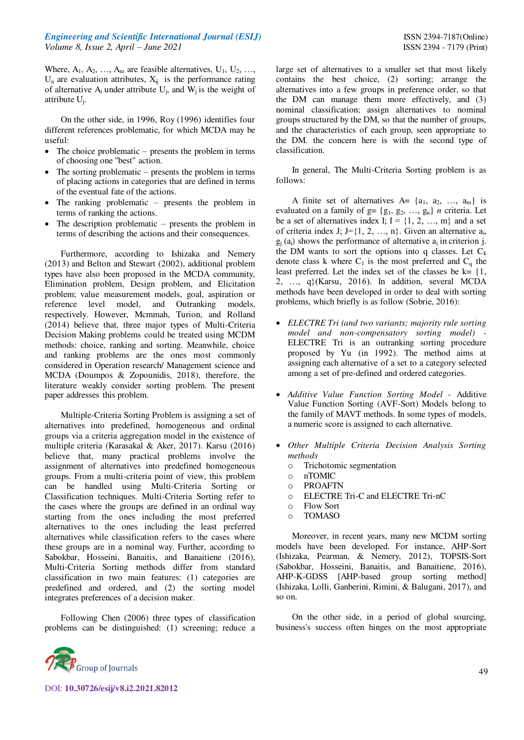Where, $A_1, A_2, \ldots, A_m$ are feasible alternatives, $U_1, U_2, \ldots, U_n$ are evaluation attributes, $X_{ij}$ is the performance rating of alternative $A_i$ under attribute $U_j$, and $W_j$ is the weight of attribute $U_j$.

On the other side, in 1996, Roy (1996) identifies four different references problematic, for which MCDA may be useful:

- The choice problematic – presents the problem in terms of choosing one "best" action.
- The sorting problematic – presents the problem in terms of placing actions in categories that are defined in terms of the eventual fate of the actions.
- The ranking problematic – presents the problem in terms of ranking the actions.
- The description problematic – presents the problem in terms of describing the actions and their consequences.

Furthermore, according to Ishizaka and Nemery (2013) and Belton and Stewart (2002), additional problem types have also been proposed in the MCDA community, Elimination problem, Design problem, and Elicitation problem; value measurement models, goal, aspiration or reference level model, and Outranking models, respectively. However, Mcmmah, Turion, and Rolland (2014) believe that, three major types of Multi-Criteria Decision Making problems could be treated using MCDM methods: choice, ranking and sorting. Meanwhile, choice and ranking problems are the ones most commonly considered in Operation research/ Management science and MCDA (Doumpos & Zopounidis, 2018), therefore, the literature weakly consider sorting problem. The present paper addresses this problem.

Multiple-Criteria Sorting Problem is assigning a set of alternatives into predefined, homogeneous and ordinal groups via a criteria aggregation model in the existence of multiple criteria (Karasakal & Aker, 2017). Karsu (2016) believe that, many practical problems involve the assignment of alternatives into predefined homogeneous groups. From a multi-criteria point of view, this problem can be handled using Multi-Criteria Sorting or Classification techniques. Multi-Criteria Sorting refer to the cases where the groups are defined in an ordinal way starting from the ones including the most preferred alternatives to the ones including the least preferred alternatives while classification refers to the cases where these groups are in a nominal way. Further, according to Sabokbar, Hosseini, Banaitis, and Banaitiene (2016), Multi-Criteria Sorting methods differ from standard classification in two main features: (1) categories are predefined and ordered, and (2) the sorting model integrates preferences of a decision maker.

Following Chen (2006) three types of classification problems can be distinguished: (1) screening; reduce a large set of alternatives to a smaller set that most likely contains the best choice, (2) sorting; arrange the alternatives into a few groups in preference order, so that the DM can manage them more effectively, and (3) nominal classification; assign alternatives to nominal groups structured by the DM, so that the number of groups, and the characteristics of each group, seen appropriate to the DM. the concern here is with the second type of classification.

In general, The Multi-Criteria Sorting problem is as follows:

A finite set of alternatives $A = \{a_1, a_2, \ldots, a_m\}$ is evaluated on a family of $g = \{g_1, g_2, \ldots, g_n\}$ $n$ criteria. Let be a set of alternatives index I; $I = \{1, 2, \ldots, m\}$ and a set of criteria index J; $J=\{1, 2, \ldots, n\}$. Given an alternative $a_i$, $g_j(a_i)$ shows the performance of alternative $a_i$ in criterion j. the DM wants to sort the options into q classes. Let $C_k$ denote class k where $C_1$ is the most preferred and $C_q$ the least preferred. Let the index set of the classes be $k = \{1, 2, \ldots, q\}$(Karsu, 2016). In addition, several MCDA methods have been developed in order to deal with sorting problems, which briefly is as follow (Sobrie, 2016):

- *ELECTRE Tri (and two variants; majority rule sorting model and non-compensatory sorting model)* - ELECTRE Tri is an outranking sorting procedure proposed by Yu (in 1992). The method aims at assigning each alternative of a set to a category selected among a set of pre-defined and ordered categories.

- *Additive Value Function Sorting Model* - Additive Value Function Sorting (AVF-Sort) Models belong to the family of MAVT methods. In some types of models, a numeric score is assigned to each alternative.

- *Other Multiple Criteria Decision Analysis Sorting methods*
  - Trichotomic segmentation
  - nTOMIC
  - PROAFTN
  - ELECTRE Tri-C and ELECTRE Tri-nC
  - Flow Sort
  - TOMASO

Moreover, in recent years, many new MCDM sorting models have been developed. For instance, AHP-Sort (Ishizaka, Pearman, & Nemery, 2012), TOPSIS-Sort (Sabokbar, Hosseini, Banaitis, and Banaitiene, 2016), AHP-K-GDSS [AHP-based group sorting method] (Ishizaka, Lolli, Ganberini, Rimini, & Balugani, 2017), and so on.

On the other side, in a period of global sourcing, business's success often hinges on the most appropriate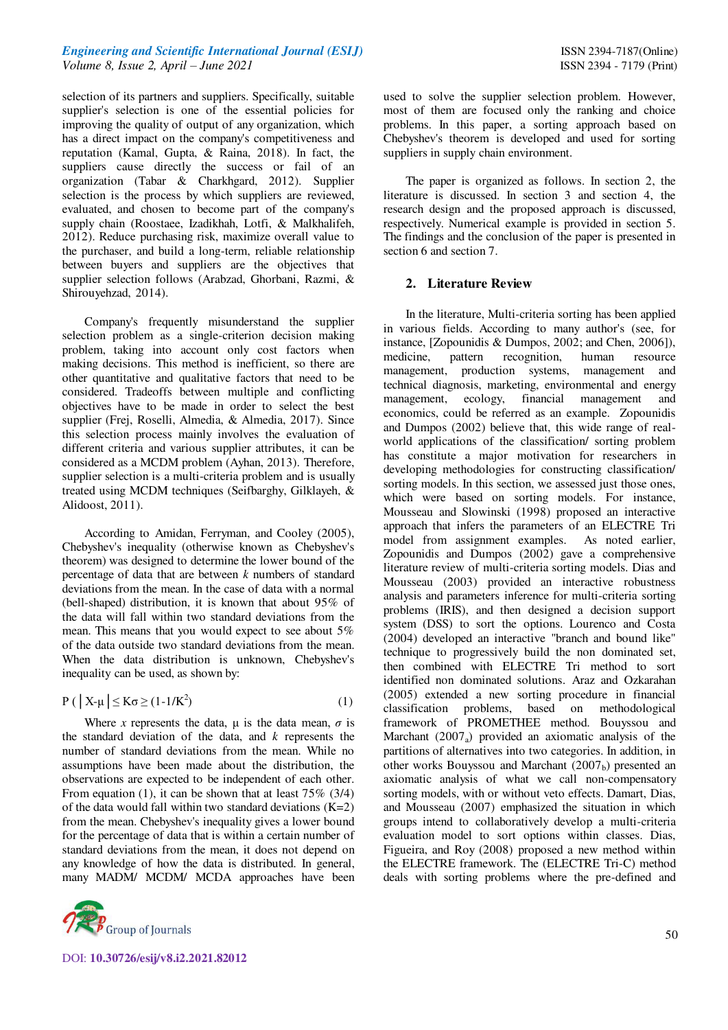selection of its partners and suppliers. Specifically, suitable supplier's selection is one of the essential policies for improving the quality of output of any organization, which has a direct impact on the company's competitiveness and reputation (Kamal, Gupta, & Raina, 2018). In fact, the suppliers cause directly the success or fail of an organization (Tabar & Charkhgard, 2012). Supplier selection is the process by which suppliers are reviewed, evaluated, and chosen to become part of the company's supply chain (Roostaee, Izadikhah, Lotfi, & Malkhalifeh, 2012). Reduce purchasing risk, maximize overall value to the purchaser, and build a long-term, reliable relationship between buyers and suppliers are the objectives that supplier selection follows (Arabzad, Ghorbani, Razmi, & Shirouyehzad, 2014).

Company's frequently misunderstand the supplier selection problem as a single-criterion decision making problem, taking into account only cost factors when making decisions. This method is inefficient, so there are other quantitative and qualitative factors that need to be considered. Tradeoffs between multiple and conflicting objectives have to be made in order to select the best supplier (Frej, Roselli, Almedia, & Almedia, 2017). Since this selection process mainly involves the evaluation of different criteria and various supplier attributes, it can be considered as a MCDM problem (Ayhan, 2013). Therefore, supplier selection is a multi-criteria problem and is usually treated using MCDM techniques (Seifbarghy, Gilklayeh, & Alidoost, 2011).

According to Amidan, Ferryman, and Cooley (2005), Chebyshev's inequality (otherwise known as Chebyshev's theorem) was designed to determine the lower bound of the percentage of data that are between $k$ numbers of standard deviations from the mean. In the case of data with a normal (bell-shaped) distribution, it is known that about 95% of the data will fall within two standard deviations from the mean. This means that you would expect to see about 5% of the data outside two standard deviations from the mean. When the data distribution is unknown, Chebyshev's inequality can be used, as shown by:

$$P\left( \left| X-\mu \right| \leq K\sigma \right) \geq (1-1/K^2) \qquad (1)$$

Where $x$ represents the data, $\mu$ is the data mean, $\sigma$ is the standard deviation of the data, and $k$ represents the number of standard deviations from the mean. While no assumptions have been made about the distribution, the observations are expected to be independent of each other. From equation (1), it can be shown that at least 75% (3/4) of the data would fall within two standard deviations (K=2) from the mean. Chebyshev's inequality gives a lower bound for the percentage of data that is within a certain number of standard deviations from the mean, but it does not depend on any knowledge of how the data is distributed. In general, many MADM/ MCDM/ MCDA approaches have been used to solve the supplier selection problem. However, most of them are focused only the ranking and choice problems. In this paper, a sorting approach based on Chebyshev's theorem is developed and used for sorting suppliers in supply chain environment.

The paper is organized as follows. In section 2, the literature is discussed. In section 3 and section 4, the research design and the proposed approach is discussed, respectively. Numerical example is provided in section 5. The findings and the conclusion of the paper is presented in section 6 and section 7.

## 2. Literature Review

In the literature, Multi-criteria sorting has been applied in various fields. According to many author's (see, for instance, [Zopounidis & Dumpos, 2002; and Chen, 2006]), medicine, pattern recognition, human resource management, production systems, management and technical diagnosis, marketing, environmental and energy management, ecology, financial management and economics, could be referred as an example. Zopounidis and Dumpos (2002) believe that, this wide range of real-world applications of the classification/ sorting problem has constitute a major motivation for researchers in developing methodologies for constructing classification/ sorting models. In this section, we assessed just those ones, which were based on sorting models. For instance, Mousseau and Slowinski (1998) proposed an interactive approach that infers the parameters of an ELECTRE Tri model from assignment examples. As noted earlier, Zopounidis and Dumpos (2002) gave a comprehensive literature review of multi-criteria sorting models. Dias and Mousseau (2003) provided an interactive robustness analysis and parameters inference for multi-criteria sorting problems (IRIS), and then designed a decision support system (DSS) to sort the options. Lourenco and Costa (2004) developed an interactive "branch and bound like" technique to progressively build the non dominated set, then combined with ELECTRE Tri method to sort identified non dominated solutions. Araz and Ozkarahan (2005) extended a new sorting procedure in financial classification problems, based on methodological framework of PROMETHEE method. Bouyssou and Marchant ($2007_a$) provided an axiomatic analysis of the partitions of alternatives into two categories. In addition, in other works Bouyssou and Marchant ($2007_b$) presented an axiomatic analysis of what we call non-compensatory sorting models, with or without veto effects. Damart, Dias, and Mousseau (2007) emphasized the situation in which groups intend to collaboratively develop a multi-criteria evaluation model to sort options within classes. Dias, Figueira, and Roy (2008) proposed a new method within the ELECTRE framework. The (ELECTRE Tri-C) method deals with sorting problems where the pre-defined and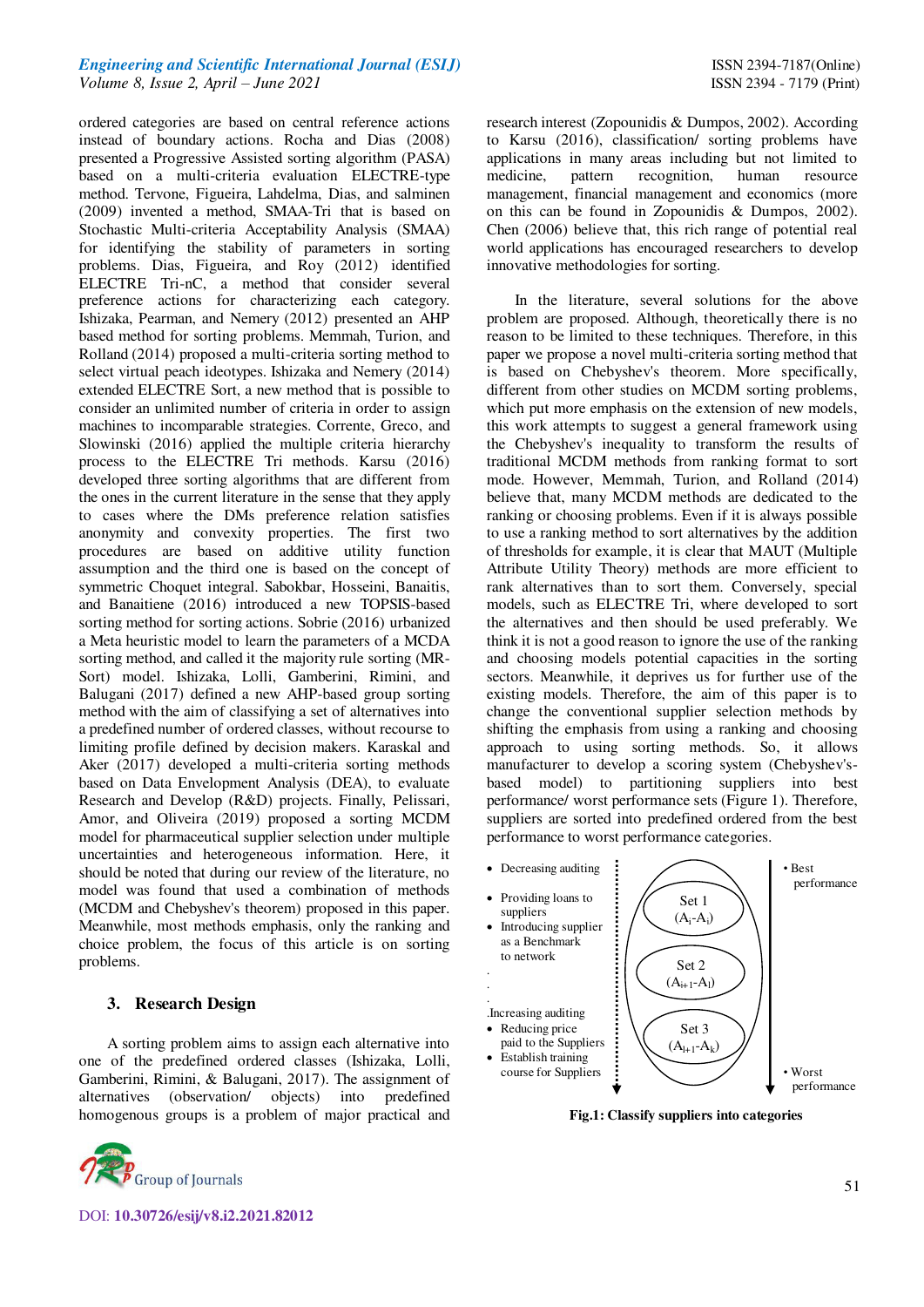ordered categories are based on central reference actions instead of boundary actions. Rocha and Dias (2008) presented a Progressive Assisted sorting algorithm (PASA) based on a multi-criteria evaluation ELECTRE-type method. Tervone, Figueira, Lahdelma, Dias, and salminen (2009) invented a method, SMAA-Tri that is based on Stochastic Multi-criteria Acceptability Analysis (SMAA) for identifying the stability of parameters in sorting problems. Dias, Figueira, and Roy (2012) identified ELECTRE Tri-nC, a method that consider several preference actions for characterizing each category. Ishizaka, Pearman, and Nemery (2012) presented an AHP based method for sorting problems. Memmah, Turion, and Rolland (2014) proposed a multi-criteria sorting method to select virtual peach ideotypes. Ishizaka and Nemery (2014) extended ELECTRE Sort, a new method that is possible to consider an unlimited number of criteria in order to assign machines to incomparable strategies. Corrente, Greco, and Slowinski (2016) applied the multiple criteria hierarchy process to the ELECTRE Tri methods. Karsu (2016) developed three sorting algorithms that are different from the ones in the current literature in the sense that they apply to cases where the DMs preference relation satisfies anonymity and convexity properties. The first two procedures are based on additive utility function assumption and the third one is based on the concept of symmetric Choquet integral. Sabokbar, Hosseini, Banaitis, and Banaitiene (2016) introduced a new TOPSIS-based sorting method for sorting actions. Sobrie (2016) urbanized a Meta heuristic model to learn the parameters of a MCDA sorting method, and called it the majority rule sorting (MR-Sort) model. Ishizaka, Lolli, Gamberini, Rimini, and Balugani (2017) defined a new AHP-based group sorting method with the aim of classifying a set of alternatives into a predefined number of ordered classes, without recourse to limiting profile defined by decision makers. Karaskal and Aker (2017) developed a multi-criteria sorting methods based on Data Envelopment Analysis (DEA), to evaluate Research and Develop (R&D) projects. Finally, Pelissari, Amor, and Oliveira (2019) proposed a sorting MCDM model for pharmaceutical supplier selection under multiple uncertainties and heterogeneous information. Here, it should be noted that during our review of the literature, no model was found that used a combination of methods (MCDM and Chebyshev's theorem) proposed in this paper. Meanwhile, most methods emphasis, only the ranking and choice problem, the focus of this article is on sorting problems.

## 3. Research Design

A sorting problem aims to assign each alternative into one of the predefined ordered classes (Ishizaka, Lolli, Gamberini, Rimini, & Balugani, 2017). The assignment of alternatives (observation/ objects) into predefined homogenous groups is a problem of major practical and research interest (Zopounidis & Dumpos, 2002). According to Karsu (2016), classification/ sorting problems have applications in many areas including but not limited to medicine, pattern recognition, human resource management, financial management and economics (more on this can be found in Zopounidis & Dumpos, 2002). Chen (2006) believe that, this rich range of potential real world applications has encouraged researchers to develop innovative methodologies for sorting.

In the literature, several solutions for the above problem are proposed. Although, theoretically there is no reason to be limited to these techniques. Therefore, in this paper we propose a novel multi-criteria sorting method that is based on Chebyshev's theorem. More specifically, different from other studies on MCDM sorting problems, which put more emphasis on the extension of new models, this work attempts to suggest a general framework using the Chebyshev's inequality to transform the results of traditional MCDM methods from ranking format to sort mode. However, Memmah, Turion, and Rolland (2014) believe that, many MCDM methods are dedicated to the ranking or choosing problems. Even if it is always possible to use a ranking method to sort alternatives by the addition of thresholds for example, it is clear that MAUT (Multiple Attribute Utility Theory) methods are more efficient to rank alternatives than to sort them. Conversely, special models, such as ELECTRE Tri, where developed to sort the alternatives and then should be used preferably. We think it is not a good reason to ignore the use of the ranking and choosing models potential capacities in the sorting sectors. Meanwhile, it deprives us for further use of the existing models. Therefore, the aim of this paper is to change the conventional supplier selection methods by shifting the emphasis from using a ranking and choosing approach to using sorting methods. So, it allows manufacturer to develop a scoring system (Chebyshev's-based model) to partitioning suppliers into best performance/ worst performance sets (Figure 1). Therefore, suppliers are sorted into predefined ordered from the best performance to worst performance categories.

- Decreasing auditing
- Providing loans to suppliers
- Introducing supplier as a Benchmark to network

.
.
.

.Increasing auditing
- Reducing price paid to the Suppliers
- Establish training course for Suppliers

Set 1 ($A_i$-$A_j$)

Set 2 ($A_{i+1}$-$A_l$)

Set 3 ($A_{l+1}$-$A_k$)

• Best performance

• Worst performance

**Fig.1: Classify suppliers into categories**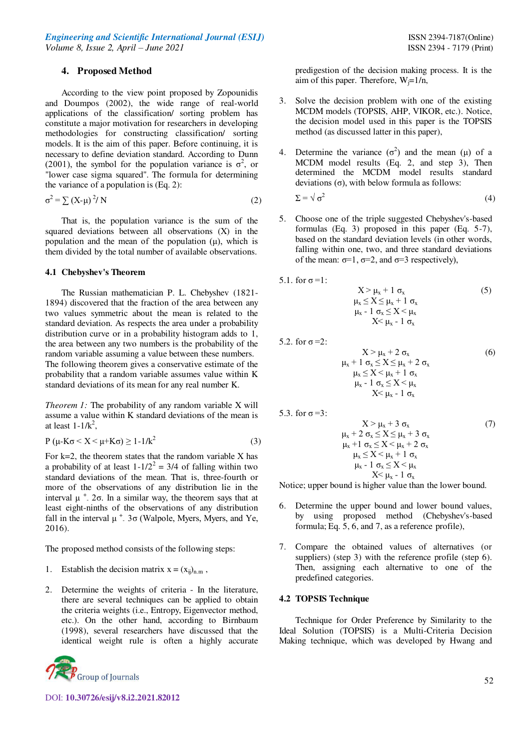## 4. Proposed Method

According to the view point proposed by Zopounidis and Doumpos (2002), the wide range of real-world applications of the classification/ sorting problem has constitute a major motivation for researchers in developing methodologies for constructing classification/ sorting models. It is the aim of this paper. Before continuing, it is necessary to define deviation standard. According to Dunn (2001), the symbol for the population variance is $\sigma^2$, or "lower case sigma squared". The formula for determining the variance of a population is (Eq. 2):

$$\sigma^2 = \sum (X-\mu)^2 / N \tag{2}$$

That is, the population variance is the sum of the squared deviations between all observations (X) in the population and the mean of the population ($\mu$), which is them divided by the total number of available observations.

### 4.1 Chebyshev's Theorem

The Russian mathematician P. L. Chebyshev (1821-1894) discovered that the fraction of the area between any two values symmetric about the mean is related to the standard deviation. As respects the area under a probability distribution curve or in a probability histogram adds to 1, the area between any two numbers is the probability of the random variable assuming a value between these numbers. The following theorem gives a conservative estimate of the probability that a random variable assumes value within K standard deviations of its mean for any real number K.

*Theorem 1:* The probability of any random variable X will assume a value within K standard deviations of the mean is at least $1\text{-}1/k^2$,

$$P(\mu\text{-}K\sigma < X < \mu + K\sigma) \geq 1\text{-}1/k^2 \tag{3}$$

For k=2, the theorem states that the random variable X has a probability of at least $1\text{-}1/2^2 = 3/4$ of falling within two standard deviations of the mean. That is, three-fourth or more of the observations of any distribution lie in the interval $\mu \pm 2\sigma$. In a similar way, the theorem says that at least eight-ninths of the observations of any distribution fall in the interval $\mu \pm 3\sigma$ (Walpole, Myers, Myers, and Ye, 2016).

The proposed method consists of the following steps:

1. Establish the decision matrix $x = (x_{ij})_{n.m}$ ,

2. Determine the weights of criteria - In the literature, there are several techniques can be applied to obtain the criteria weights (i.e., Entropy, Eigenvector method, etc.). On the other hand, according to Birnbaum (1998), several researchers have discussed that the identical weight rule is often a highly accurate predigestion of the decision making process. It is the aim of this paper. Therefore, $W_j=1/n$,

3. Solve the decision problem with one of the existing MCDM models (TOPSIS, AHP, VIKOR, etc.). Notice, the decision model used in this paper is the TOPSIS method (as discussed latter in this paper),

4. Determine the variance ($\sigma^2$) and the mean ($\mu$) of a MCDM model results (Eq. 2, and step 3), Then determined the MCDM model results standard deviations ($\sigma$), with below formula as follows:

$$\Sigma = \sqrt{\sigma^2} \tag{4}$$

5. Choose one of the triple suggested Chebyshev's-based formulas (Eq. 3) proposed in this paper (Eq. 5-7), based on the standard deviation levels (in other words, falling within one, two, and three standard deviations of the mean: $\sigma$=1, $\sigma$=2, and $\sigma$=3 respectively),

5.1. for $\sigma$ =1:

$$\begin{gathered} X > \mu_x + 1\ \sigma_x \\ \mu_x \leq X \leq \mu_x + 1\ \sigma_x \\ \mu_x - 1\ \sigma_x \leq X < \mu_x \\ X < \mu_x - 1\ \sigma_x \end{gathered} \tag{5}$$

5.2. for $\sigma$ =2:

$$\begin{gathered} X > \mu_x + 2\ \sigma_x \\ \mu_x + 1\ \sigma_x \leq X \leq \mu_x + 2\ \sigma_x \\ \mu_x \leq X < \mu_x + 1\ \sigma_x \\ \mu_x - 1\ \sigma_x \leq X < \mu_x \\ X < \mu_x - 1\ \sigma_x \end{gathered} \tag{6}$$

5.3. for $\sigma$ =3:

$$\begin{gathered} X > \mu_x + 3\ \sigma_x \\ \mu_x + 2\ \sigma_x \leq X \leq \mu_x + 3\ \sigma_x \\ \mu_x + 1\ \sigma_x \leq X < \mu_x + 2\ \sigma_x \\ \mu_x \leq X < \mu_x + 1\ \sigma_x \\ \mu_x - 1\ \sigma_x \leq X < \mu_x \\ X < \mu_x - 1\ \sigma_x \end{gathered} \tag{7}$$

Notice; upper bound is higher value than the lower bound.

6. Determine the upper bound and lower bound values, by using proposed method (Chebyshev's-based formula; Eq. 5, 6, and 7, as a reference profile),

7. Compare the obtained values of alternatives (or suppliers) (step 3) with the reference profile (step 6). Then, assigning each alternative to one of the predefined categories.

### 4.2 TOPSIS Technique

Technique for Order Preference by Similarity to the Ideal Solution (TOPSIS) is a Multi-Criteria Decision Making technique, which was developed by Hwang and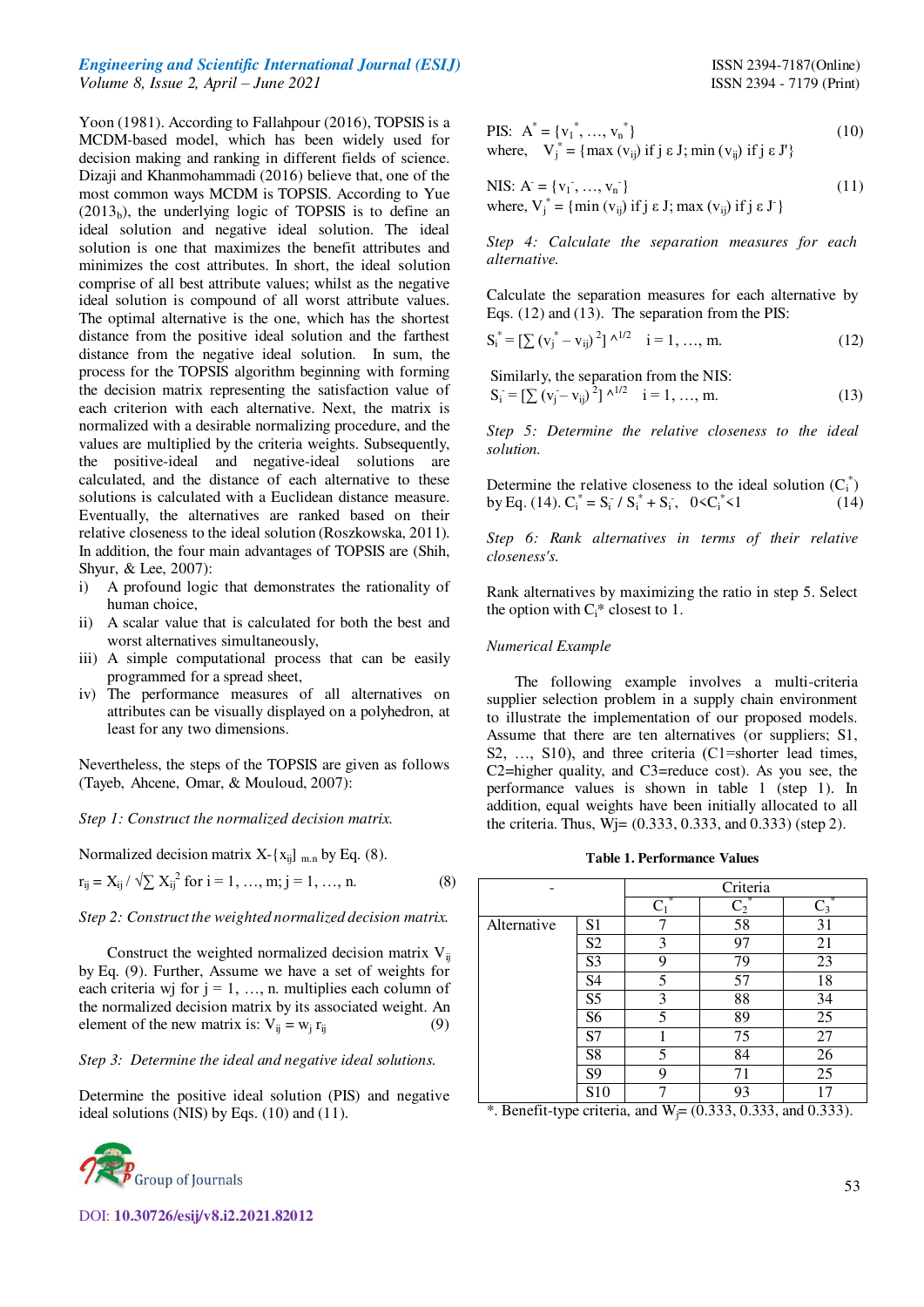Yoon (1981). According to Fallahpour (2016), TOPSIS is a MCDM-based model, which has been widely used for decision making and ranking in different fields of science. Dizaji and Khanmohammadi (2016) believe that, one of the most common ways MCDM is TOPSIS. According to Yue ($2013_b$), the underlying logic of TOPSIS is to define an ideal solution and negative ideal solution. The ideal solution is one that maximizes the benefit attributes and minimizes the cost attributes. In short, the ideal solution comprise of all best attribute values; whilst as the negative ideal solution is compound of all worst attribute values. The optimal alternative is the one, which has the shortest distance from the positive ideal solution and the farthest distance from the negative ideal solution. In sum, the process for the TOPSIS algorithm beginning with forming the decision matrix representing the satisfaction value of each criterion with each alternative. Next, the matrix is normalized with a desirable normalizing procedure, and the values are multiplied by the criteria weights. Subsequently, the positive-ideal and negative-ideal solutions are calculated, and the distance of each alternative to these solutions is calculated with a Euclidean distance measure. Eventually, the alternatives are ranked based on their relative closeness to the ideal solution (Roszkowska, 2011). In addition, the four main advantages of TOPSIS are (Shih, Shyur, & Lee, 2007):

i) A profound logic that demonstrates the rationality of human choice,
ii) A scalar value that is calculated for both the best and worst alternatives simultaneously,
iii) A simple computational process that can be easily programmed for a spread sheet,
iv) The performance measures of all alternatives on attributes can be visually displayed on a polyhedron, at least for any two dimensions.

Nevertheless, the steps of the TOPSIS are given as follows (Tayeb, Ahcene, Omar, & Mouloud, 2007):

*Step 1: Construct the normalized decision matrix.*

Normalized decision matrix $X\text{-}\{x_{ij}\}_{m.n}$ by Eq. (8).

$$r_{ij} = X_{ij} / \sqrt{\sum X_{ij}^2} \text{ for } i = 1, \ldots, m; j = 1, \ldots, n. \quad (8)$$

*Step 2: Construct the weighted normalized decision matrix.*

Construct the weighted normalized decision matrix $V_{ij}$ by Eq. (9). Further, Assume we have a set of weights for each criteria $w_j$ for $j = 1, \ldots, n$. multiplies each column of the normalized decision matrix by its associated weight. An element of the new matrix is: $V_{ij} = w_j\, r_{ij}$ (9)

*Step 3: Determine the ideal and negative ideal solutions.*

Determine the positive ideal solution (PIS) and negative ideal solutions (NIS) by Eqs. (10) and (11).

$$\text{PIS: } A^* = \{v_1^*, \ldots, v_n^*\} \quad (10)$$

where, $V_j^* = \{\max(v_{ij}) \text{ if } j \in J; \min(v_{ij}) \text{ if } j \in J'\}$

$$\text{NIS: } A^- = \{v_1^-, \ldots, v_n^-\} \quad (11)$$

where, $V_j^* = \{\min(v_{ij}) \text{ if } j \in J; \max(v_{ij}) \text{ if } j \in J^-\}$

*Step 4: Calculate the separation measures for each alternative.*

Calculate the separation measures for each alternative by Eqs. (12) and (13). The separation from the PIS:

$$S_i^* = [\sum (v_j^* - v_{ij})^2]^{\wedge 1/2} \quad i = 1, \ldots, m. \quad (12)$$

Similarly, the separation from the NIS:

$$S_i^- = [\sum (v_j^- - v_{ij})^2]^{\wedge 1/2} \quad i = 1, \ldots, m. \quad (13)$$

*Step 5: Determine the relative closeness to the ideal solution.*

Determine the relative closeness to the ideal solution ($C_i^*$) by Eq. (14). $C_i^* = S_i^- / S_i^* + S_i^-$, $0<C_i^*<1$ (14)

*Step 6: Rank alternatives in terms of their relative closeness's.*

Rank alternatives by maximizing the ratio in step 5. Select the option with $C_i^*$ closest to 1.

*Numerical Example*

The following example involves a multi-criteria supplier selection problem in a supply chain environment to illustrate the implementation of our proposed models. Assume that there are ten alternatives (or suppliers; S1, S2, …, S10), and three criteria (C1=shorter lead times, C2=higher quality, and C3=reduce cost). As you see, the performance values is shown in table 1 (step 1). In addition, equal weights have been initially allocated to all the criteria. Thus, Wj= (0.333, 0.333, and 0.333) (step 2).

**Table 1. Performance Values**

| - | | Criteria | | |
|---|---|---|---|---|
| | | $C_1^*$ | $C_2^*$ | $C_3^*$ |
| Alternative | S1 | 7 | 58 | 31 |
| | S2 | 3 | 97 | 21 |
| | S3 | 9 | 79 | 23 |
| | S4 | 5 | 57 | 18 |
| | S5 | 3 | 88 | 34 |
| | S6 | 5 | 89 | 25 |
| | S7 | 1 | 75 | 27 |
| | S8 | 5 | 84 | 26 |
| | S9 | 9 | 71 | 25 |
| | S10 | 7 | 93 | 17 |

*. Benefit-type criteria, and $W_j$= (0.333, 0.333, and 0.333).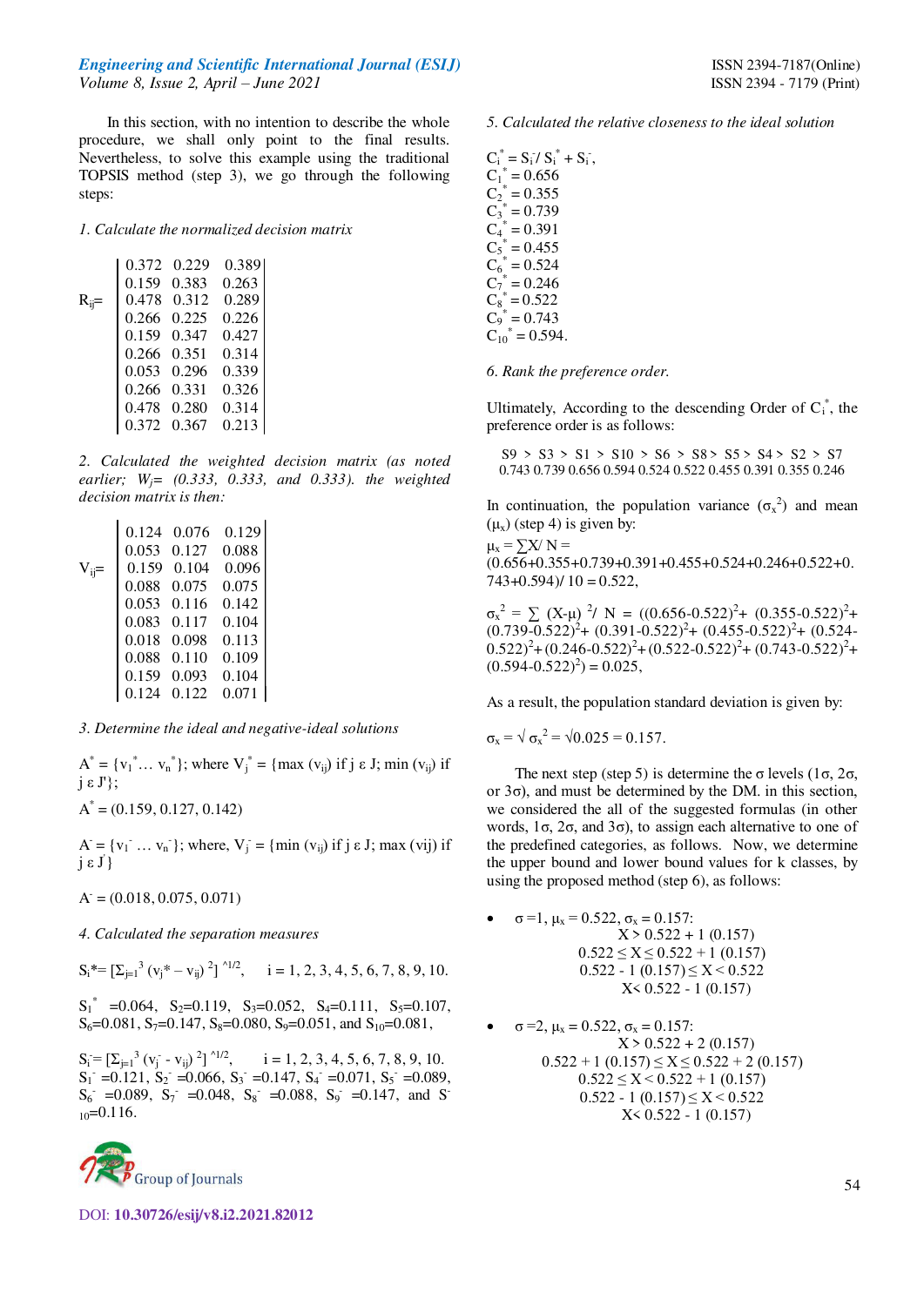In this section, with no intention to describe the whole procedure, we shall only point to the final results. Nevertheless, to solve this example using the traditional TOPSIS method (step 3), we go through the following steps:

*1. Calculate the normalized decision matrix*

$$R_{ij}=\begin{vmatrix} 0.372 & 0.229 & 0.389 \\ 0.159 & 0.383 & 0.263 \\ 0.478 & 0.312 & 0.289 \\ 0.266 & 0.225 & 0.226 \\ 0.159 & 0.347 & 0.427 \\ 0.266 & 0.351 & 0.314 \\ 0.053 & 0.296 & 0.339 \\ 0.266 & 0.331 & 0.326 \\ 0.478 & 0.280 & 0.314 \\ 0.372 & 0.367 & 0.213 \end{vmatrix}$$

*2. Calculated the weighted decision matrix (as noted earlier; $W_j$= (0.333, 0.333, and 0.333). the weighted decision matrix is then:*

$$V_{ij}=\begin{vmatrix} 0.124 & 0.076 & 0.129 \\ 0.053 & 0.127 & 0.088 \\ 0.159 & 0.104 & 0.096 \\ 0.088 & 0.075 & 0.075 \\ 0.053 & 0.116 & 0.142 \\ 0.083 & 0.117 & 0.104 \\ 0.018 & 0.098 & 0.113 \\ 0.088 & 0.110 & 0.109 \\ 0.159 & 0.093 & 0.104 \\ 0.124 & 0.122 & 0.071 \end{vmatrix}$$

*3. Determine the ideal and negative-ideal solutions*

$A^* = \{v_1^* \ldots v_n^*\}$; where $V_j^* = \{\max (v_{ij})$ if $j \varepsilon J$; $\min (v_{ij})$ if $j \varepsilon J'\}$;

$A^* = (0.159, 0.127, 0.142)$

$A^- = \{v_1^- \ldots v_n^-\}$; where, $V_j^- = \{\min (v_{ij})$ if $j \varepsilon J$; $\max (vij)$ if $j \varepsilon J'\}$

$A^- = (0.018, 0.075, 0.071)$

*4. Calculated the separation measures*

$S_i^*= [\Sigma_{j=1}^3 (v_j^* – v_{ij})^2]^{\wedge 1/2}$, i = 1, 2, 3, 4, 5, 6, 7, 8, 9, 10.

$S_1^*$ =0.064, $S_2$=0.119, $S_3$=0.052, $S_4$=0.111, $S_5$=0.107, $S_6$=0.081, $S_7$=0.147, $S_8$=0.080, $S_9$=0.051, and $S_{10}$=0.081,

$S_i^-= [\Sigma_{j=1}^3 (v_j^- - v_{ij})^2]^{\wedge 1/2}$, i = 1, 2, 3, 4, 5, 6, 7, 8, 9, 10.
$S_1^-$ =0.121, $S_2^-$ =0.066, $S_3^-$ =0.147, $S_4^-$ =0.071, $S_5^-$ =0.089, $S_6^-$ =0.089, $S_7^-$ =0.048, $S_8^-$ =0.088, $S_9^-$ =0.147, and $S_{10}^-$=0.116.

*5. Calculated the relative closeness to the ideal solution*

$C_i^* = S_i^-/ S_i^* + S_i^-$,
$C_1^*$ = 0.656
$C_2^*$ = 0.355
$C_3^*$ = 0.739
$C_4^*$ = 0.391
$C_5^*$ = 0.455
$C_6^*$ = 0.524
$C_7^*$ = 0.246
$C_8^*$ = 0.522
$C_9^*$ = 0.743
$C_{10}^*$ = 0.594.

*6. Rank the preference order.*

Ultimately, According to the descending Order of $C_i^*$, the preference order is as follows:

| S9 | > | S3 | > | S1 | > | S10 | > | S6 | > | S8 | > | S5 | > | S4 | > | S2 | > | S7 |
|---|---|---|---|---|---|---|---|---|---|---|---|---|---|---|---|---|---|---|
| 0.743 | | 0.739 | | 0.656 | | 0.594 | | 0.524 | | 0.522 | | 0.455 | | 0.391 | | 0.355 | | 0.246 |

In continuation, the population variance ($\sigma_x^2$) and mean ($\mu_x$) (step 4) is given by:

$\mu_x = \sum X/ N$ = (0.656+0.355+0.739+0.391+0.455+0.524+0.246+0.522+0.743+0.594)/ 10 = 0.522,

$\sigma_x^2 = \sum (X-\mu)^2/ N = ((0.656-0.522)^2+ (0.355-0.522)^2+ (0.739-0.522)^2+ (0.391-0.522)^2+ (0.455-0.522)^2+ (0.524-0.522)^2+ (0.246-0.522)^2+ (0.522-0.522)^2+ (0.743-0.522)^2+ (0.594-0.522)^2) = 0.025$,

As a result, the population standard deviation is given by:

$\sigma_x = \sqrt{\sigma_x^2} = \sqrt{0.025} = 0.157$.

The next step (step 5) is determine the σ levels (1σ, 2σ, or 3σ), and must be determined by the DM. in this section, we considered the all of the suggested formulas (in other words, 1σ, 2σ, and 3σ), to assign each alternative to one of the predefined categories, as follows. Now, we determine the upper bound and lower bound values for k classes, by using the proposed method (step 6), as follows:

- $\sigma$ =1, $\mu_x$ = 0.522, $\sigma_x$ = 0.157:
  $X > 0.522 + 1\ (0.157)$
  $0.522 \leq X \leq 0.522 + 1\ (0.157)$
  $0.522 - 1\ (0.157) \leq X < 0.522$
  $X < 0.522 - 1\ (0.157)$

- $\sigma$ =2, $\mu_x$ = 0.522, $\sigma_x$ = 0.157:
  $X > 0.522 + 2\ (0.157)$
  $0.522 + 1\ (0.157) \leq X \leq 0.522 + 2\ (0.157)$
  $0.522 \leq X < 0.522 + 1\ (0.157)$
  $0.522 - 1\ (0.157) \leq X < 0.522$
  $X < 0.522 - 1\ (0.157)$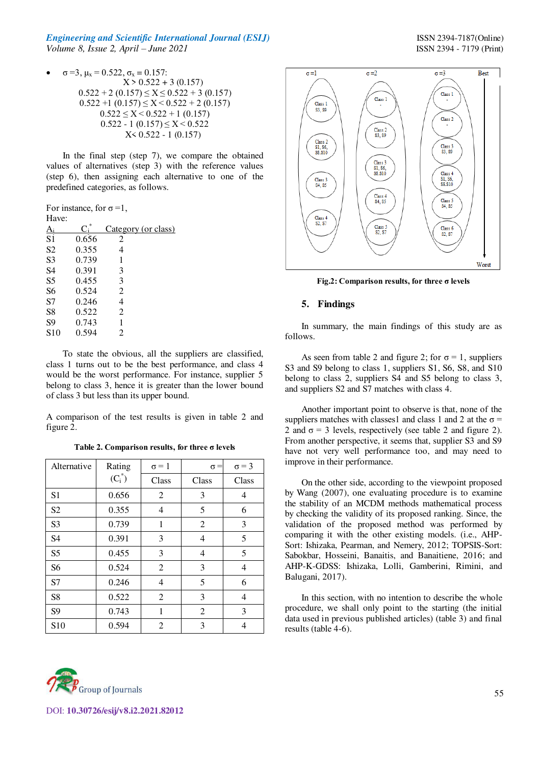- $\sigma = 3$, $\mu_x = 0.522$, $\sigma_x = 0.157$:

$$X > 0.522 + 3\ (0.157)$$
$$0.522 + 2\ (0.157) \leq X \leq 0.522 + 3\ (0.157)$$
$$0.522 + 1\ (0.157) \leq X < 0.522 + 2\ (0.157)$$
$$0.522 \leq X < 0.522 + 1\ (0.157)$$
$$0.522 - 1\ (0.157) \leq X < 0.522$$
$$X < 0.522 - 1\ (0.157)$$

In the final step (step 7), we compare the obtained values of alternatives (step 3) with the reference values (step 6), then assigning each alternative to one of the predefined categories, as follows.

For instance, for $\sigma = 1$,
Have:

| $A_i$ | $C_i^*$ | Category (or class) |
|---|---|---|
| S1 | 0.656 | 2 |
| S2 | 0.355 | 4 |
| S3 | 0.739 | 1 |
| S4 | 0.391 | 3 |
| S5 | 0.455 | 3 |
| S6 | 0.524 | 2 |
| S7 | 0.246 | 4 |
| S8 | 0.522 | 2 |
| S9 | 0.743 | 1 |
| S10 | 0.594 | 2 |

To state the obvious, all the suppliers are classified, class 1 turns out to be the best performance, and class 4 would be the worst performance. For instance, supplier 5 belong to class 3, hence it is greater than the lower bound of class 3 but less than its upper bound.

A comparison of the test results is given in table 2 and figure 2.

**Table 2. Comparison results, for three σ levels**

| Alternative | Rating ($C_i^*$) | $\sigma = 1$ Class | $\sigma =$ Class | $\sigma = 3$ Class |
|---|---|---|---|---|
| S1 | 0.656 | 2 | 3 | 4 |
| S2 | 0.355 | 4 | 5 | 6 |
| S3 | 0.739 | 1 | 2 | 3 |
| S4 | 0.391 | 3 | 4 | 5 |
| S5 | 0.455 | 3 | 4 | 5 |
| S6 | 0.524 | 2 | 3 | 4 |
| S7 | 0.246 | 4 | 5 | 6 |
| S8 | 0.522 | 2 | 3 | 4 |
| S9 | 0.743 | 1 | 2 | 3 |
| S10 | 0.594 | 2 | 3 | 4 |

| σ =1 | σ =2 | σ =3 |
|---|---|---|
| Class 1: S3, S9 | Class 1: - | Class 1: - |
| Class 2: S1, S6, S8.S10 | Class 2: S3, S9 | Class 2: - |
| Class 3: S4, S5 | Class 3: S1, S6, S8.S10 | Class 3: S3, S9 |
| Class 4: S2, S7 | Class 4: S4, S5 | Class 4: S1, S6, S8.S10 |
| | Class 5: S2, S7 | Class 5: S4, S5 |
| | | Class 6: S2, S7 |

Best → Worst

**Fig.2: Comparison results, for three σ levels**

## 5. Findings

In summary, the main findings of this study are as follows.

As seen from table 2 and figure 2; for $\sigma = 1$, suppliers S3 and S9 belong to class 1, suppliers S1, S6, S8, and S10 belong to class 2, suppliers S4 and S5 belong to class 3, and suppliers S2 and S7 matches with class 4.

Another important point to observe is that, none of the suppliers matches with classes1 and class 1 and 2 at the $\sigma = 2$ and $\sigma = 3$ levels, respectively (see table 2 and figure 2). From another perspective, it seems that, supplier S3 and S9 have not very well performance too, and may need to improve in their performance.

On the other side, according to the viewpoint proposed by Wang (2007), one evaluating procedure is to examine the stability of an MCDM methods mathematical process by checking the validity of its proposed ranking. Since, the validation of the proposed method was performed by comparing it with the other existing models. (i.e., AHP-Sort: Ishizaka, Pearman, and Nemery, 2012; TOPSIS-Sort: Sabokbar, Hosseini, Banaitis, and Banaitiene, 2016; and AHP-K-GDSS: Ishizaka, Lolli, Gamberini, Rimini, and Balugani, 2017).

In this section, with no intention to describe the whole procedure, we shall only point to the starting (the initial data used in previous published articles) (table 3) and final results (table 4-6).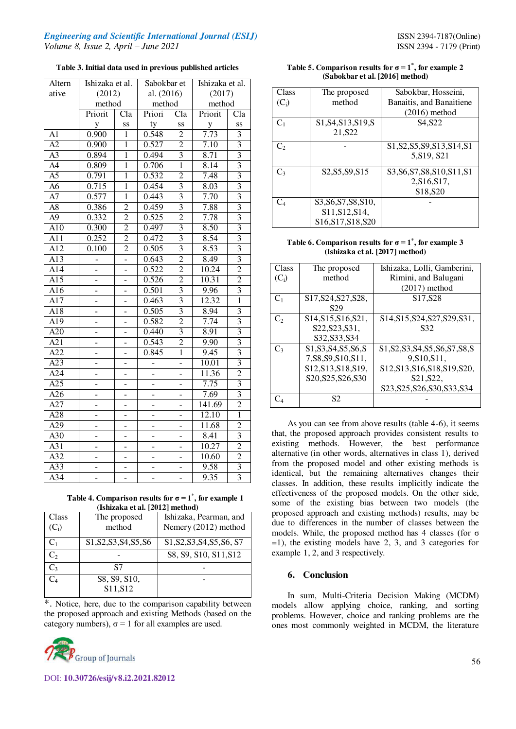**Table 3. Initial data used in previous published articles**

| Alternative | Ishizaka et al. (2012) method | | Sabokbar et al. (2016) method | | Ishizaka et al. (2017) method | |
|---|---|---|---|---|---|---|
| | Priority | Class | Priority | Class | Priority | Class |
| A1 | 0.900 | 1 | 0.548 | 2 | 7.73 | 3 |
| A2 | 0.900 | 1 | 0.527 | 2 | 7.10 | 3 |
| A3 | 0.894 | 1 | 0.494 | 3 | 8.71 | 3 |
| A4 | 0.809 | 1 | 0.706 | 1 | 8.14 | 3 |
| A5 | 0.791 | 1 | 0.532 | 2 | 7.48 | 3 |
| A6 | 0.715 | 1 | 0.454 | 3 | 8.03 | 3 |
| A7 | 0.577 | 1 | 0.443 | 3 | 7.70 | 3 |
| A8 | 0.386 | 2 | 0.459 | 3 | 7.88 | 3 |
| A9 | 0.332 | 2 | 0.525 | 2 | 7.78 | 3 |
| A10 | 0.300 | 2 | 0.497 | 3 | 8.50 | 3 |
| A11 | 0.252 | 2 | 0.472 | 3 | 8.54 | 3 |
| A12 | 0.100 | 2 | 0.505 | 3 | 8.53 | 3 |
| A13 | - | - | 0.643 | 2 | 8.49 | 3 |
| A14 | - | - | 0.522 | 2 | 10.24 | 2 |
| A15 | - | - | 0.526 | 2 | 10.31 | 2 |
| A16 | - | - | 0.501 | 3 | 9.96 | 3 |
| A17 | - | - | 0.463 | 3 | 12.32 | 1 |
| A18 | - | - | 0.505 | 3 | 8.94 | 3 |
| A19 | - | - | 0.582 | 2 | 7.74 | 3 |
| A20 | - | - | 0.440 | 3 | 8.91 | 3 |
| A21 | - | - | 0.543 | 2 | 9.90 | 3 |
| A22 | - | - | 0.845 | 1 | 9.45 | 3 |
| A23 | - | - | - | - | 10.01 | 3 |
| A24 | - | - | - | - | 11.36 | 2 |
| A25 | - | - | - | - | 7.75 | 3 |
| A26 | - | - | - | - | 7.69 | 3 |
| A27 | - | - | - | - | 141.69 | 2 |
| A28 | - | - | - | - | 12.10 | 1 |
| A29 | - | - | - | - | 11.68 | 2 |
| A30 | - | - | - | - | 8.41 | 3 |
| A31 | - | - | - | - | 10.27 | 2 |
| A32 | - | - | - | - | 10.60 | 2 |
| A33 | - | - | - | - | 9.58 | 3 |
| A34 | - | - | - | - | 9.35 | 3 |

**Table 4. Comparison results for $\sigma = 1^*$, for example 1 (Ishizaka et al. [2012] method)**

| Class ($C_i$) | The proposed method | Ishizaka, Pearman, and Nemery (2012) method |
|---|---|---|
| $C_1$ | S1,S2,S3,S4,S5,S6 | S1,S2,S3,S4,S5,S6, S7 |
| $C_2$ | - | S8, S9, S10, S11,S12 |
| $C_3$ | S7 | - |
| $C_4$ | S8, S9, S10, S11,S12 | - |

*. Notice, here, due to the comparison capability between the proposed approach and existing Methods (based on the category numbers), σ = 1 for all examples are used.

**Table 5. Comparison results for $\sigma = 1^*$, for example 2 (Sabokbar et al. [2016] method)**

| Class ($C_i$) | The proposed method | Sabokbar, Hosseini, Banaitis, and Banaitiene (2016) method |
|---|---|---|
| $C_1$ | S1,S4,S13,S19,S21,S22 | S4,S22 |
| $C_2$ | - | S1,S2,S5,S9,S13,S14,S15,S19, S21 |
| $C_3$ | S2,S5,S9,S15 | S3,S6,S7,S8,S10,S11,S12,S16,S17, S18,S20 |
| $C_4$ | S3,S6,S7,S8,S10, S11,S12,S14, S16,S17,S18,S20 | - |

**Table 6. Comparison results for $\sigma = 1^*$, for example 3 (Ishizaka et al. [2017] method)**

| Class ($C_i$) | The proposed method | Ishizaka, Lolli, Gamberini, Rimini, and Balugani (2017) method |
|---|---|---|
| $C_1$ | S17,S24,S27,S28, S29 | S17,S28 |
| $C_2$ | S14,S15,S16,S21, S22,S23,S31, S32,S33,S34 | S14,S15,S24,S27,S29,S31, S32 |
| $C_3$ | S1,S3,S4,S5,S6,S7,S8,S9,S10,S11, S12,S13,S18,S19, S20,S25,S26,S30 | S1,S2,S3,S4,S5,S6,S7,S8,S9,S10,S11, S12,S13,S16,S18,S19,S20, S21,S22, S23,S25,S26,S30,S33,S34 |
| $C_4$ | S2 | - |

As you can see from above results (table 4-6), it seems that, the proposed approach provides consistent results to existing methods. However, the best performance alternative (in other words, alternatives in class 1), derived from the proposed model and other existing methods is identical, but the remaining alternatives changes their classes. In addition, these results implicitly indicate the effectiveness of the proposed models. On the other side, some of the existing bias between two models (the proposed approach and existing methods) results, may be due to differences in the number of classes between the models. While, the proposed method has 4 classes (for σ =1), the existing models have 2, 3, and 3 categories for example 1, 2, and 3 respectively.

## 6. Conclusion

In sum, Multi-Criteria Decision Making (MCDM) models allow applying choice, ranking, and sorting problems. However, choice and ranking problems are the ones most commonly weighted in MCDM, the literature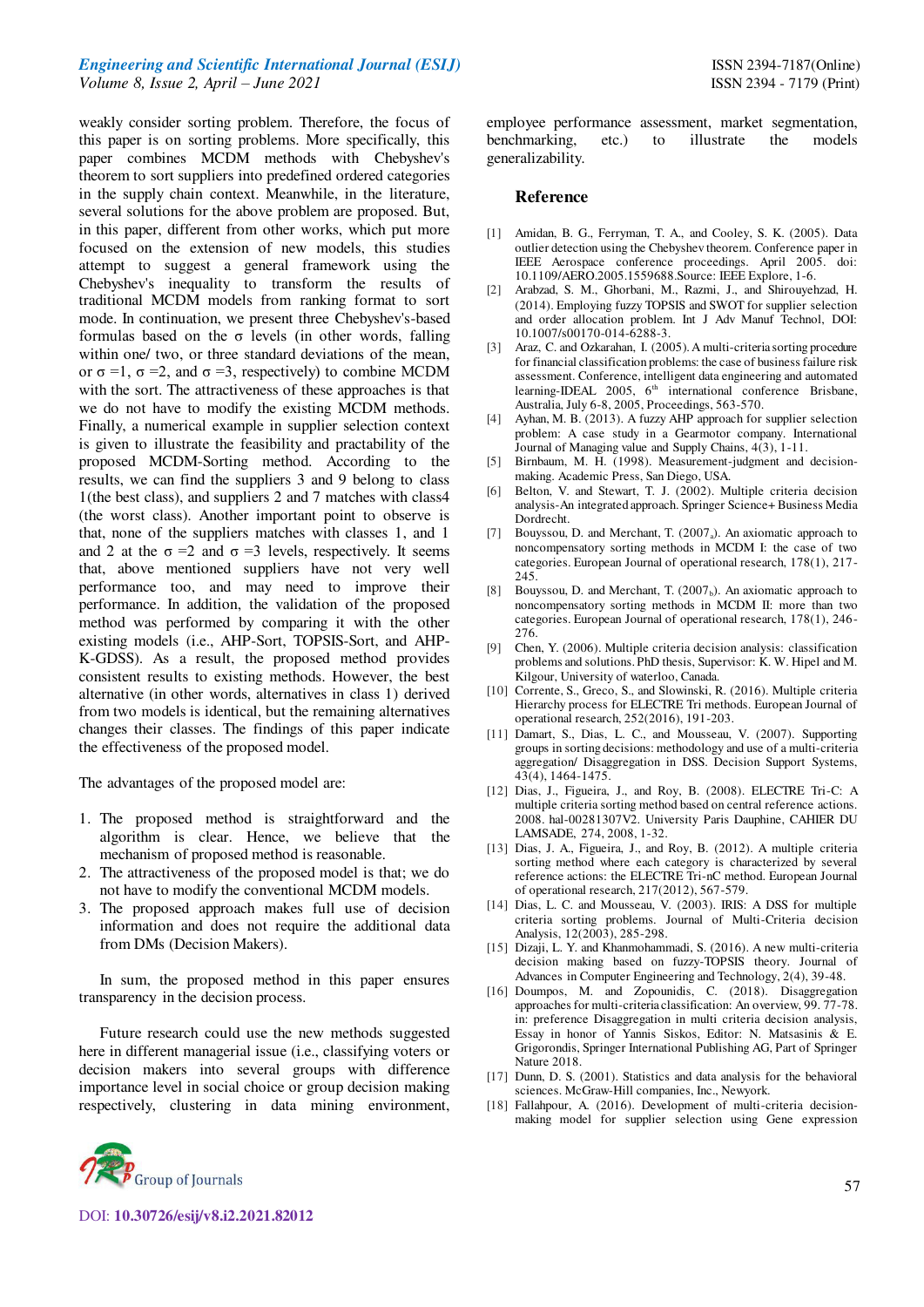weakly consider sorting problem. Therefore, the focus of this paper is on sorting problems. More specifically, this paper combines MCDM methods with Chebyshev's theorem to sort suppliers into predefined ordered categories in the supply chain context. Meanwhile, in the literature, several solutions for the above problem are proposed. But, in this paper, different from other works, which put more focused on the extension of new models, this studies attempt to suggest a general framework using the Chebyshev's inequality to transform the results of traditional MCDM models from ranking format to sort mode. In continuation, we present three Chebyshev's-based formulas based on the σ levels (in other words, falling within one/ two, or three standard deviations of the mean, or σ =1, σ =2, and σ =3, respectively) to combine MCDM with the sort. The attractiveness of these approaches is that we do not have to modify the existing MCDM methods. Finally, a numerical example in supplier selection context is given to illustrate the feasibility and practicability of the proposed MCDM-Sorting method. According to the results, we can find the suppliers 3 and 9 belong to class 1(the best class), and suppliers 2 and 7 matches with class4 (the worst class). Another important point to observe is that, none of the suppliers matches with classes 1, and 1 and 2 at the σ =2 and σ =3 levels, respectively. It seems that, above mentioned suppliers have not very well performance too, and may need to improve their performance. In addition, the validation of the proposed method was performed by comparing it with the other existing models (i.e., AHP-Sort, TOPSIS-Sort, and AHP-K-GDSS). As a result, the proposed method provides consistent results to existing methods. However, the best alternative (in other words, alternatives in class 1) derived from two models is identical, but the remaining alternatives changes their classes. The findings of this paper indicate the effectiveness of the proposed model.

The advantages of the proposed model are:

1. The proposed method is straightforward and the algorithm is clear. Hence, we believe that the mechanism of proposed method is reasonable.
2. The attractiveness of the proposed model is that; we do not have to modify the conventional MCDM models.
3. The proposed approach makes full use of decision information and does not require the additional data from DMs (Decision Makers).

In sum, the proposed method in this paper ensures transparency in the decision process.

Future research could use the new methods suggested here in different managerial issue (i.e., classifying voters or decision makers into several groups with difference importance level in social choice or group decision making respectively, clustering in data mining environment, employee performance assessment, market segmentation, benchmarking, etc.) to illustrate the models generalizability.

## Reference

[1] Amidan, B. G., Ferryman, T. A., and Cooley, S. K. (2005). Data outlier detection using the Chebyshev theorem. Conference paper in IEEE Aerospace conference proceedings. April 2005. doi: 10.1109/AERO.2005.1559688.Source: IEEE Explore, 1-6.

[2] Arabzad, S. M., Ghorbani, M., Razmi, J., and Shirouyehzad, H. (2014). Employing fuzzy TOPSIS and SWOT for supplier selection and order allocation problem. Int J Adv Manuf Technol, DOI: 10.1007/s00170-014-6288-3.

[3] Araz, C. and Ozkarahan, I. (2005). A multi-criteria sorting procedure for financial classification problems: the case of business failure risk assessment. Conference, intelligent data engineering and automated learning-IDEAL 2005, 6th international conference Brisbane, Australia, July 6-8, 2005, Proceedings, 563-570.

[4] Ayhan, M. B. (2013). A fuzzy AHP approach for supplier selection problem: A case study in a Gearmotor company. International Journal of Managing value and Supply Chains, 4(3), 1-11.

[5] Birnbaum, M. H. (1998). Measurement-judgment and decision-making. Academic Press, San Diego, USA.

[6] Belton, V. and Stewart, T. J. (2002). Multiple criteria decision analysis-An integrated approach. Springer Science+ Business Media Dordrecht.

[7] Bouyssou, D. and Merchant, T. (2007a). An axiomatic approach to noncompensatory sorting methods in MCDM I: the case of two categories. European Journal of operational research, 178(1), 217-245.

[8] Bouyssou, D. and Merchant, T. (2007b). An axiomatic approach to noncompensatory sorting methods in MCDM II: more than two categories. European Journal of operational research, 178(1), 246-276.

[9] Chen, Y. (2006). Multiple criteria decision analysis: classification problems and solutions. PhD thesis, Supervisor: K. W. Hipel and M. Kilgour, University of waterloo, Canada.

[10] Corrente, S., Greco, S., and Slowinski, R. (2016). Multiple criteria Hierarchy process for ELECTRE Tri methods. European Journal of operational research, 252(2016), 191-203.

[11] Damart, S., Dias, L. C., and Mousseau, V. (2007). Supporting groups in sorting decisions: methodology and use of a multi-criteria aggregation/ Disaggregation in DSS. Decision Support Systems, 43(4), 1464-1475.

[12] Dias, J., Figueira, J., and Roy, B. (2008). ELECTRE Tri-C: A multiple criteria sorting method based on central reference actions. 2008. hal-00281307V2. University Paris Dauphine, CAHIER DU LAMSADE, 274, 2008, 1-32.

[13] Dias, J. A., Figueira, J., and Roy, B. (2012). A multiple criteria sorting method where each category is characterized by several reference actions: the ELECTRE Tri-nC method. European Journal of operational research, 217(2012), 567-579.

[14] Dias, L. C. and Mousseau, V. (2003). IRIS: A DSS for multiple criteria sorting problems. Journal of Multi-Criteria decision Analysis, 12(2003), 285-298.

[15] Dizaji, L. Y. and Khanmohammadi, S. (2016). A new multi-criteria decision making based on fuzzy-TOPSIS theory. Journal of Advances in Computer Engineering and Technology, 2(4), 39-48.

[16] Doumpos, M. and Zopounidis, C. (2018). Disaggregation approaches for multi-criteria classification: An overview, 99. 77-78. in: preference Disaggregation in multi criteria decision analysis, Essay in honor of Yannis Siskos, Editor: N. Matsasinis & E. Grigorondis, Springer International Publishing AG, Part of Springer Nature 2018.

[17] Dunn, D. S. (2001). Statistics and data analysis for the behavioral sciences. McGraw-Hill companies, Inc., Newyork.

[18] Fallahpour, A. (2016). Development of multi-criteria decision-making model for supplier selection using Gene expression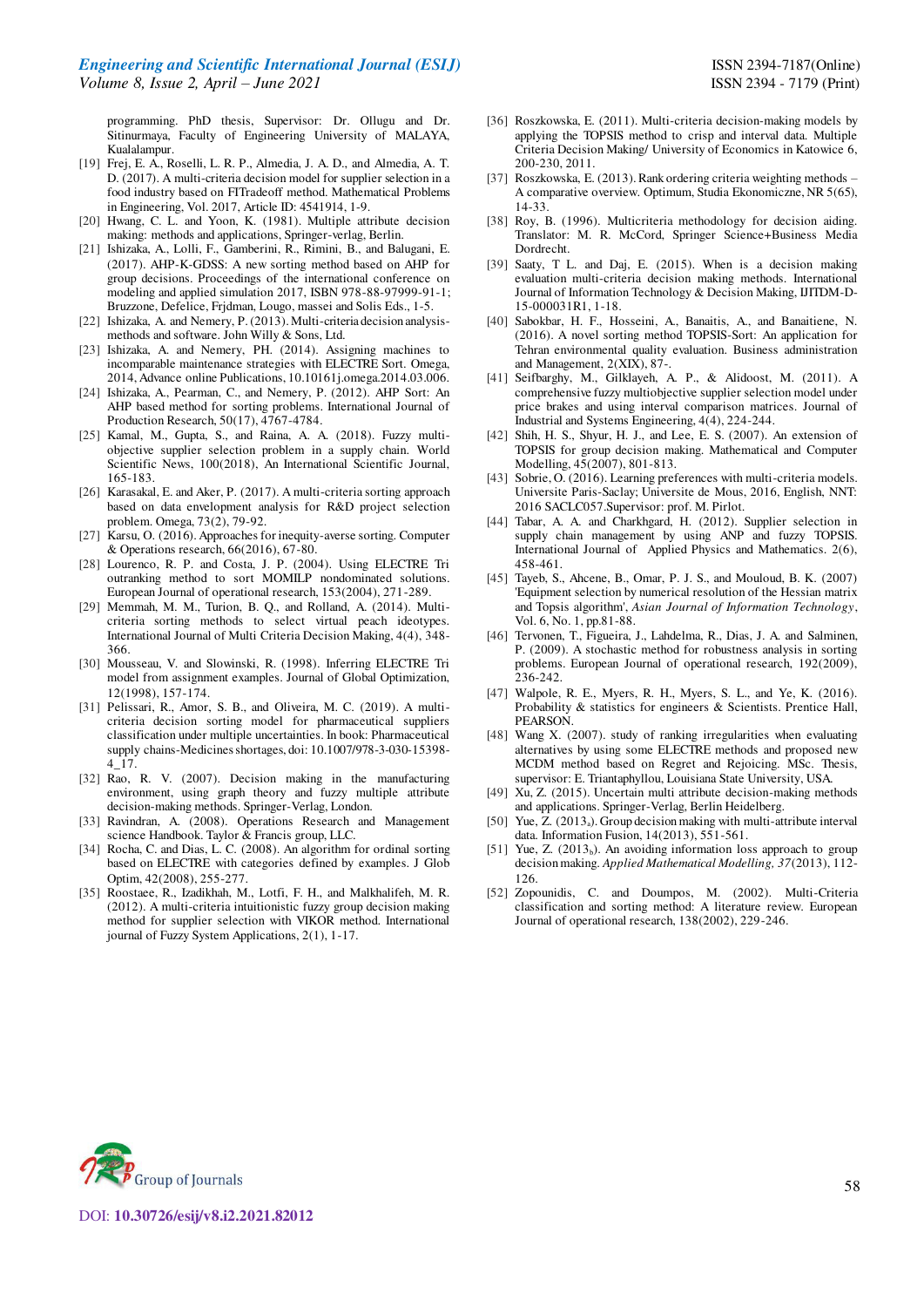programming. PhD thesis, Supervisor: Dr. Ollugu and Dr. Sitinurmaya, Faculty of Engineering University of MALAYA, Kualalampur.

[19] Frej, E. A., Roselli, L. R. P., Almedia, J. A. D., and Almedia, A. T. D. (2017). A multi-criteria decision model for supplier selection in a food industry based on FITradeoff method. Mathematical Problems in Engineering, Vol. 2017, Article ID: 4541914, 1-9.

[20] Hwang, C. L. and Yoon, K. (1981). Multiple attribute decision making: methods and applications, Springer-verlag, Berlin.

[21] Ishizaka, A., Lolli, F., Gamberini, R., Rimini, B., and Balugani, E. (2017). AHP-K-GDSS: A new sorting method based on AHP for group decisions. Proceedings of the international conference on modeling and applied simulation 2017, ISBN 978-88-97999-91-1; Bruzzone, Defelice, Frjdman, Lougo, massei and Solis Eds., 1-5.

[22] Ishizaka, A. and Nemery, P. (2013). Multi-criteria decision analysis-methods and software. John Willy & Sons, Ltd.

[23] Ishizaka, A. and Nemery, PH. (2014). Assigning machines to incomparable maintenance strategies with ELECTRE Sort. Omega, 2014, Advance online Publications, 10.10161j.omega.2014.03.006.

[24] Ishizaka, A., Pearman, C., and Nemery, P. (2012). AHP Sort: An AHP based method for sorting problems. International Journal of Production Research, 50(17), 4767-4784.

[25] Kamal, M., Gupta, S., and Raina, A. A. (2018). Fuzzy multi-objective supplier selection problem in a supply chain. World Scientific News, 100(2018), An International Scientific Journal, 165-183.

[26] Karasakal, E. and Aker, P. (2017). A multi-criteria sorting approach based on data envelopment analysis for R&D project selection problem. Omega, 73(2), 79-92.

[27] Karsu, O. (2016). Approaches for inequity-averse sorting. Computer & Operations research, 66(2016), 67-80.

[28] Lourenco, R. P. and Costa, J. P. (2004). Using ELECTRE Tri outranking method to sort MOMILP nondominated solutions. European Journal of operational research, 153(2004), 271-289.

[29] Memmah, M. M., Turion, B. Q., and Rolland, A. (2014). Multi-criteria sorting methods to select virtual peach ideotypes. International Journal of Multi Criteria Decision Making, 4(4), 348-366.

[30] Mousseau, V. and Slowinski, R. (1998). Inferring ELECTRE Tri model from assignment examples. Journal of Global Optimization, 12(1998), 157-174.

[31] Pelissari, R., Amor, S. B., and Oliveira, M. C. (2019). A multi-criteria decision sorting model for pharmaceutical suppliers classification under multiple uncertainties. In book: Pharmaceutical supply chains-Medicines shortages, doi: 10.1007/978-3-030-15398-4_17.

[32] Rao, R. V. (2007). Decision making in the manufacturing environment, using graph theory and fuzzy multiple attribute decision-making methods. Springer-Verlag, London.

[33] Ravindran, A. (2008). Operations Research and Management science Handbook. Taylor & Francis group, LLC.

[34] Rocha, C. and Dias, L. C. (2008). An algorithm for ordinal sorting based on ELECTRE with categories defined by examples. J Glob Optim, 42(2008), 255-277.

[35] Roostaee, R., Izadikhah, M., Lotfi, F. H., and Malkhalifeh, M. R. (2012). A multi-criteria intuitionistic fuzzy group decision making method for supplier selection with VIKOR method. International journal of Fuzzy System Applications, 2(1), 1-17.

[36] Roszkowska, E. (2011). Multi-criteria decision-making models by applying the TOPSIS method to crisp and interval data. Multiple Criteria Decision Making/ University of Economics in Katowice 6, 200-230, 2011.

[37] Roszkowska, E. (2013). Rank ordering criteria weighting methods – A comparative overview. Optimum, Studia Ekonomiczne, NR 5(65), 14-33.

[38] Roy, B. (1996). Multicriteria methodology for decision aiding. Translator: M. R. McCord, Springer Science+Business Media Dordrecht.

[39] Saaty, T L. and Daj, E. (2015). When is a decision making evaluation multi-criteria decision making methods. International Journal of Information Technology & Decision Making, IJITDM-D-15-000031R1, 1-18.

[40] Sabokbar, H. F., Hosseini, A., Banaitis, A., and Banaitiene, N. (2016). A novel sorting method TOPSIS-Sort: An application for Tehran environmental quality evaluation. Business administration and Management, 2(XIX), 87-.

[41] Seifbarghy, M., Gilklayeh, A. P., & Alidoost, M. (2011). A comprehensive fuzzy multiobjective supplier selection model under price brakes and using interval comparison matrices. Journal of Industrial and Systems Engineering, 4(4), 224-244.

[42] Shih, H. S., Shyur, H. J., and Lee, E. S. (2007). An extension of TOPSIS for group decision making. Mathematical and Computer Modelling, 45(2007), 801-813.

[43] Sobrie, O. (2016). Learning preferences with multi-criteria models. Universite Paris-Saclay; Universite de Mous, 2016, English, NNT: 2016 SACLC057.Supervisor: prof. M. Pirlot.

[44] Tabar, A. A. and Charkhgard, H. (2012). Supplier selection in supply chain management by using ANP and fuzzy TOPSIS. International Journal of Applied Physics and Mathematics. 2(6), 458-461.

[45] Tayeb, S., Ahcene, B., Omar, P. J. S., and Mouloud, B. K. (2007) 'Equipment selection by numerical resolution of the Hessian matrix and Topsis algorithm', *Asian Journal of Information Technology*, Vol. 6, No. 1, pp.81-88.

[46] Tervonen, T., Figueira, J., Lahdelma, R., Dias, J. A. and Salminen, P. (2009). A stochastic method for robustness analysis in sorting problems. European Journal of operational research, 192(2009), 236-242.

[47] Walpole, R. E., Myers, R. H., Myers, S. L., and Ye, K. (2016). Probability & statistics for engineers & Scientists. Prentice Hall, PEARSON.

[48] Wang X. (2007). study of ranking irregularities when evaluating alternatives by using some ELECTRE methods and proposed new MCDM method based on Regret and Rejoicing. MSc. Thesis, supervisor: E. Triantaphyllou, Louisiana State University, USA.

[49] Xu, Z. (2015). Uncertain multi attribute decision-making methods and applications. Springer-Verlag, Berlin Heidelberg.

[50] Yue, Z. (2013$_a$). Group decision making with multi-attribute interval data. Information Fusion, 14(2013), 551-561.

[51] Yue, Z. (2013$_b$). An avoiding information loss approach to group decision making. *Applied Mathematical Modelling, 37*(2013), 112-126.

[52] Zopounidis, C. and Doumpos, M. (2002). Multi-Criteria classification and sorting method: A literature review. European Journal of operational research, 138(2002), 229-246.